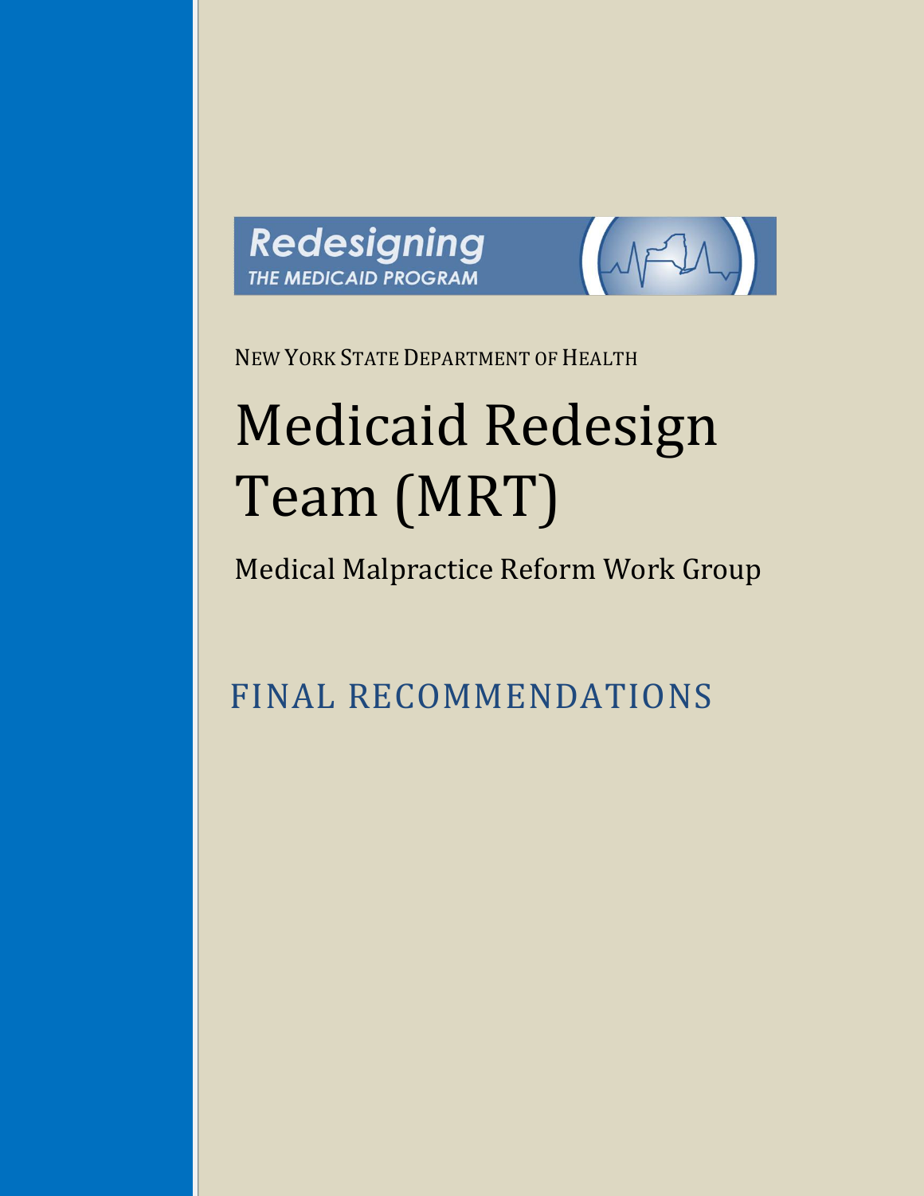Redesigning
THE MEDICAID PROGRAM

NEW YORK STATE DEPARTMENT OF HEALTH

# Medicaid Redesign Team (MRT)

## Medical Malpractice Reform Work Group

## FINAL RECOMMENDATIONS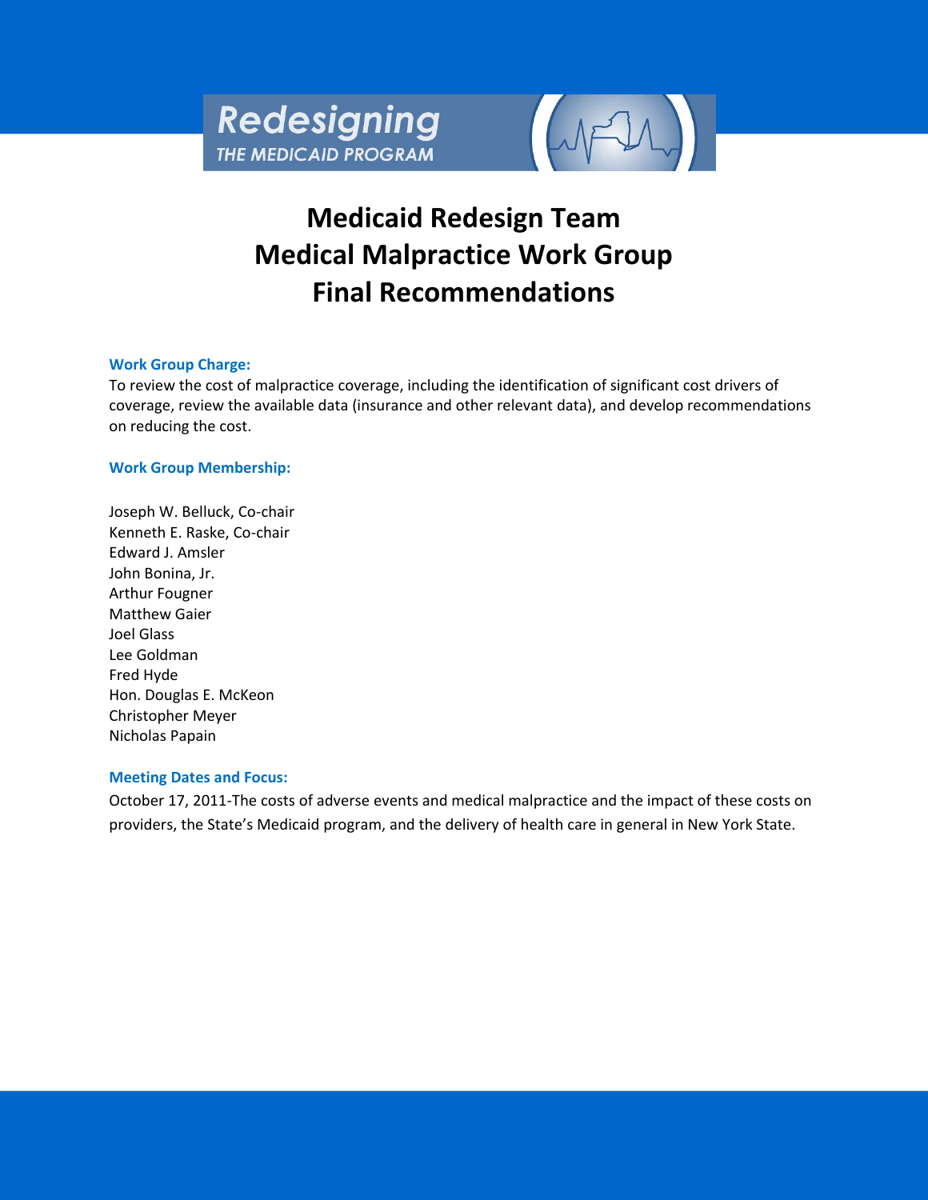# Medicaid Redesign Team Medical Malpractice Work Group Final Recommendations

**Work Group Charge:**

To review the cost of malpractice coverage, including the identification of significant cost drivers of coverage, review the available data (insurance and other relevant data), and develop recommendations on reducing the cost.

**Work Group Membership:**

Joseph W. Belluck, Co-chair
Kenneth E. Raske, Co-chair
Edward J. Amsler
John Bonina, Jr.
Arthur Fougner
Matthew Gaier
Joel Glass
Lee Goldman
Fred Hyde
Hon. Douglas E. McKeon
Christopher Meyer
Nicholas Papain

**Meeting Dates and Focus:**

October 17, 2011-The costs of adverse events and medical malpractice and the impact of these costs on providers, the State's Medicaid program, and the delivery of health care in general in New York State.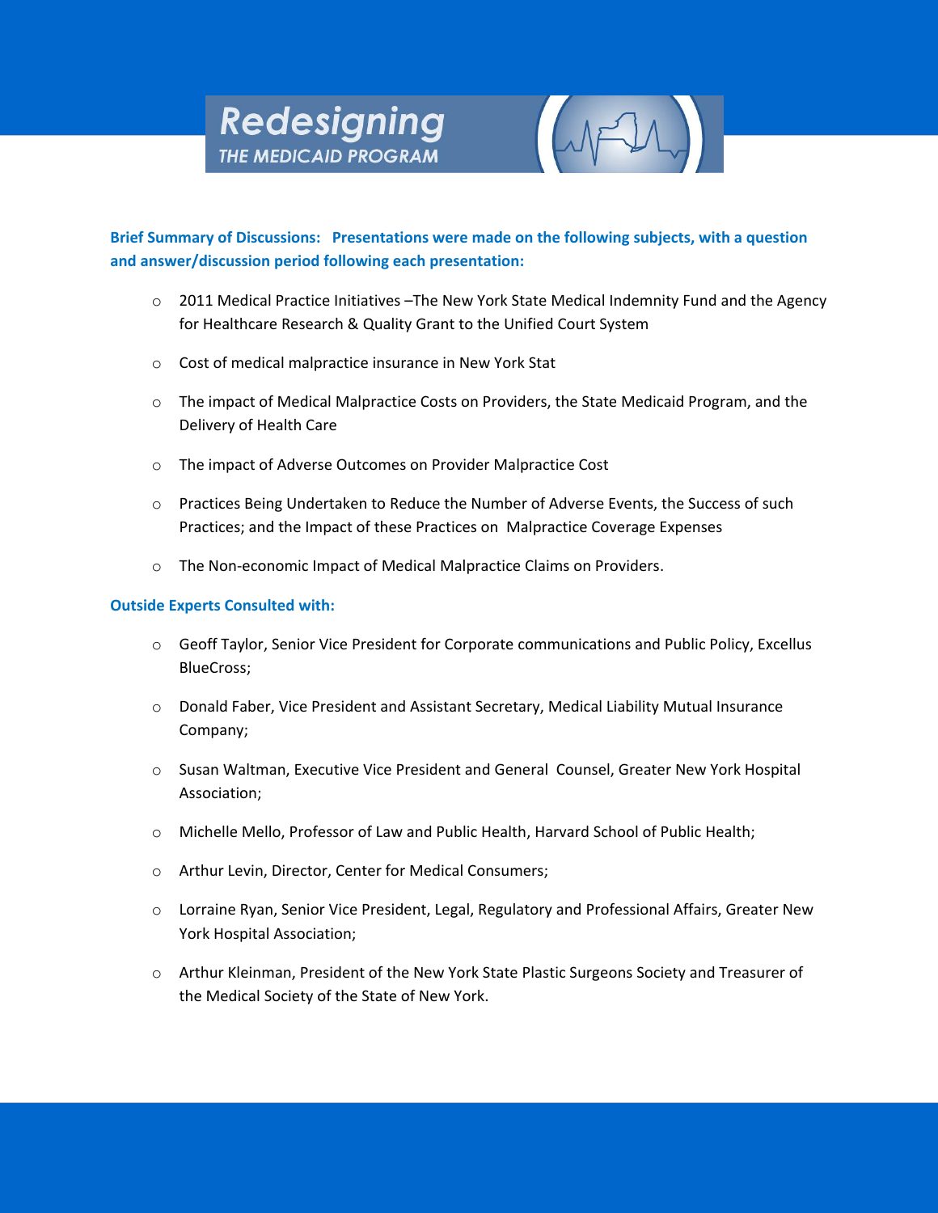**Brief Summary of Discussions: Presentations were made on the following subjects, with a question and answer/discussion period following each presentation:**

- 2011 Medical Practice Initiatives –The New York State Medical Indemnity Fund and the Agency for Healthcare Research & Quality Grant to the Unified Court System
- Cost of medical malpractice insurance in New York Stat
- The impact of Medical Malpractice Costs on Providers, the State Medicaid Program, and the Delivery of Health Care
- The impact of Adverse Outcomes on Provider Malpractice Cost
- Practices Being Undertaken to Reduce the Number of Adverse Events, the Success of such Practices; and the Impact of these Practices on Malpractice Coverage Expenses
- The Non-economic Impact of Medical Malpractice Claims on Providers.

**Outside Experts Consulted with:**

- Geoff Taylor, Senior Vice President for Corporate communications and Public Policy, Excellus BlueCross;
- Donald Faber, Vice President and Assistant Secretary, Medical Liability Mutual Insurance Company;
- Susan Waltman, Executive Vice President and General Counsel, Greater New York Hospital Association;
- Michelle Mello, Professor of Law and Public Health, Harvard School of Public Health;
- Arthur Levin, Director, Center for Medical Consumers;
- Lorraine Ryan, Senior Vice President, Legal, Regulatory and Professional Affairs, Greater New York Hospital Association;
- Arthur Kleinman, President of the New York State Plastic Surgeons Society and Treasurer of the Medical Society of the State of New York.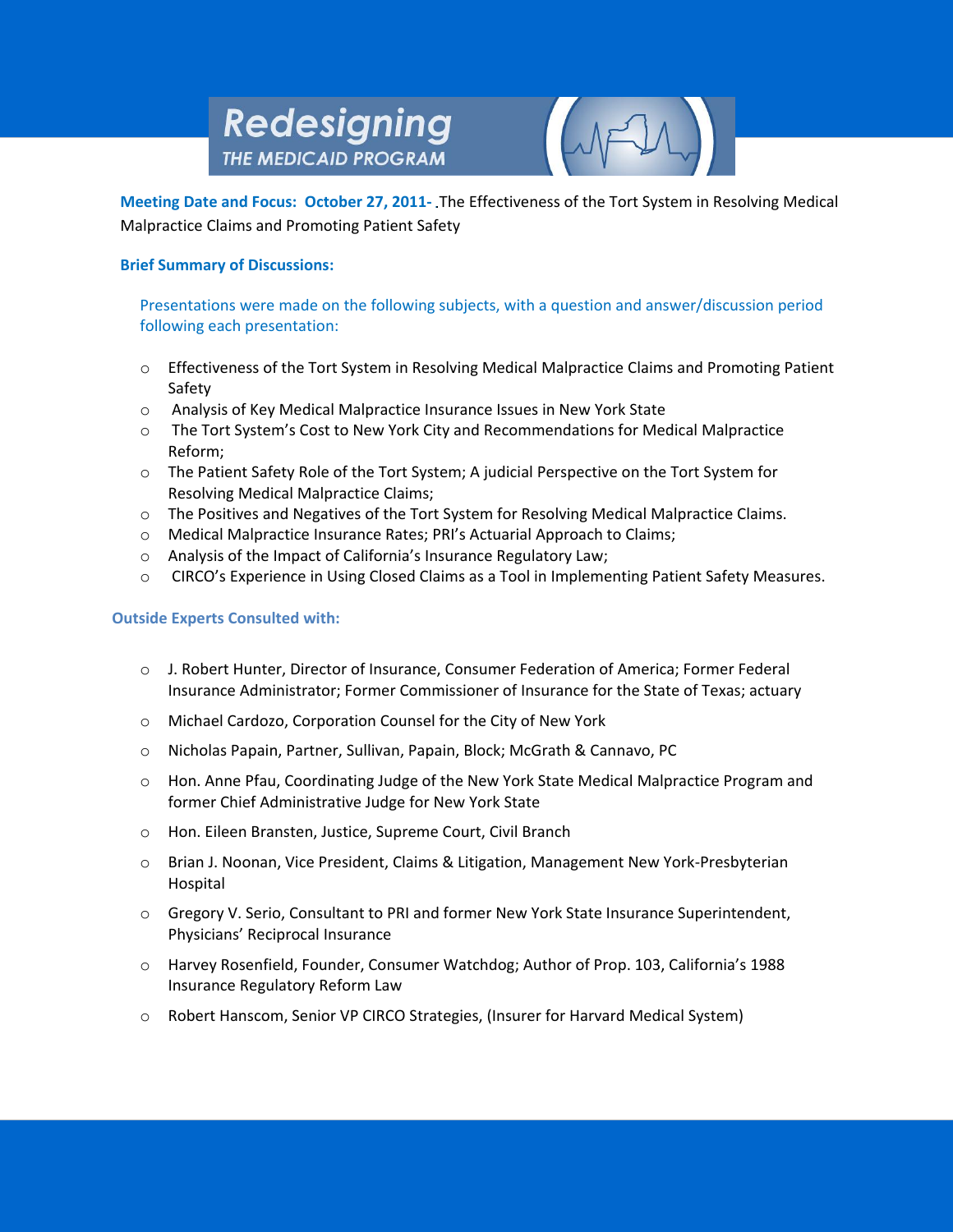# Redesigning THE MEDICAID PROGRAM

**Meeting Date and Focus: October 27, 2011-** .The Effectiveness of the Tort System in Resolving Medical Malpractice Claims and Promoting Patient Safety

**Brief Summary of Discussions:**

Presentations were made on the following subjects, with a question and answer/discussion period following each presentation:

- Effectiveness of the Tort System in Resolving Medical Malpractice Claims and Promoting Patient Safety
- Analysis of Key Medical Malpractice Insurance Issues in New York State
- The Tort System's Cost to New York City and Recommendations for Medical Malpractice Reform;
- The Patient Safety Role of the Tort System; A judicial Perspective on the Tort System for Resolving Medical Malpractice Claims;
- The Positives and Negatives of the Tort System for Resolving Medical Malpractice Claims.
- Medical Malpractice Insurance Rates; PRI's Actuarial Approach to Claims;
- Analysis of the Impact of California's Insurance Regulatory Law;
- CIRCO's Experience in Using Closed Claims as a Tool in Implementing Patient Safety Measures.

**Outside Experts Consulted with:**

- J. Robert Hunter, Director of Insurance, Consumer Federation of America; Former Federal Insurance Administrator; Former Commissioner of Insurance for the State of Texas; actuary
- Michael Cardozo, Corporation Counsel for the City of New York
- Nicholas Papain, Partner, Sullivan, Papain, Block; McGrath & Cannavo, PC
- Hon. Anne Pfau, Coordinating Judge of the New York State Medical Malpractice Program and former Chief Administrative Judge for New York State
- Hon. Eileen Bransten, Justice, Supreme Court, Civil Branch
- Brian J. Noonan, Vice President, Claims & Litigation, Management New York-Presbyterian Hospital
- Gregory V. Serio, Consultant to PRI and former New York State Insurance Superintendent, Physicians' Reciprocal Insurance
- Harvey Rosenfield, Founder, Consumer Watchdog; Author of Prop. 103, California's 1988 Insurance Regulatory Reform Law
- Robert Hanscom, Senior VP CIRCO Strategies, (Insurer for Harvard Medical System)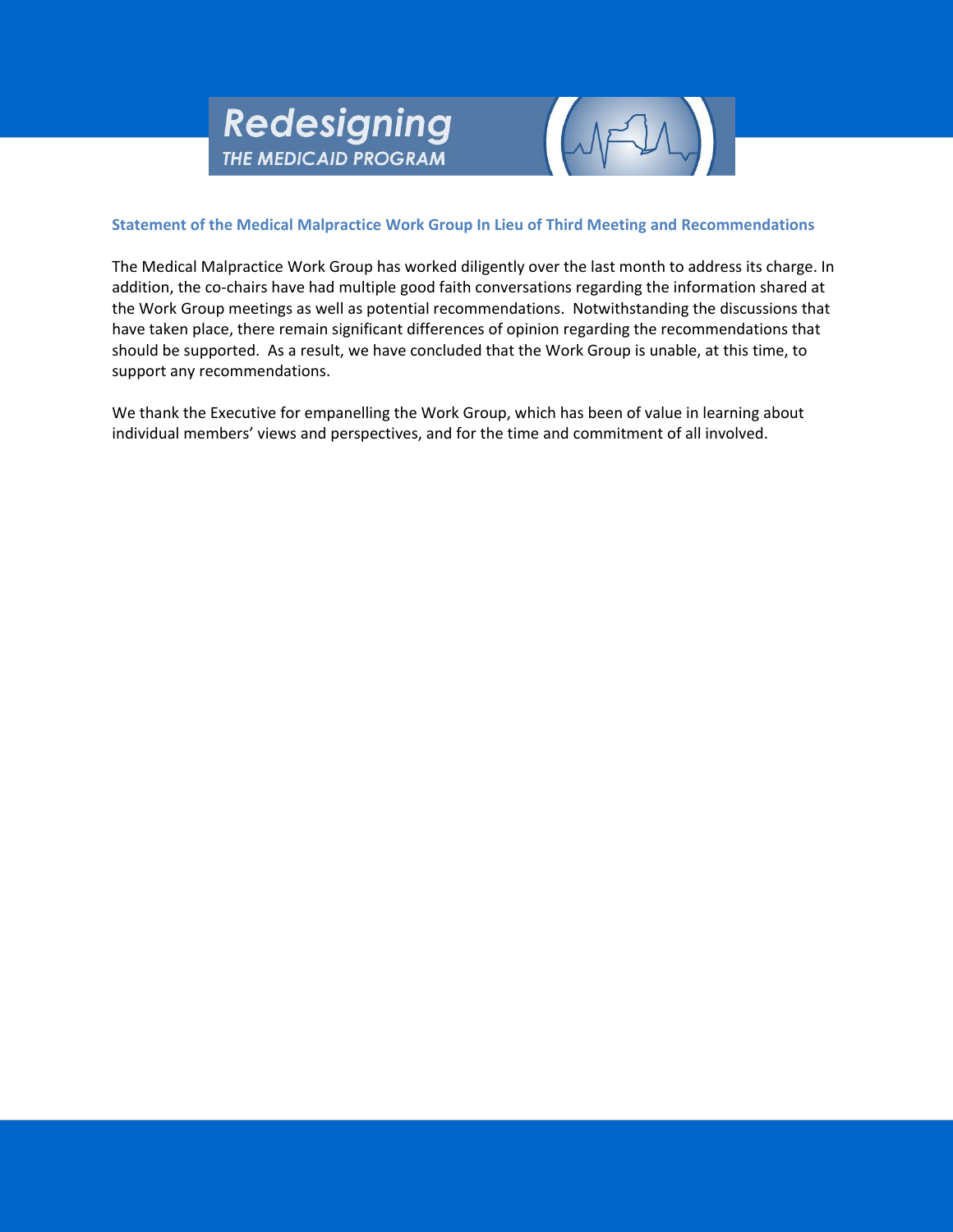Redesigning

THE MEDICAID PROGRAM

### Statement of the Medical Malpractice Work Group In Lieu of Third Meeting and Recommendations

The Medical Malpractice Work Group has worked diligently over the last month to address its charge. In addition, the co-chairs have had multiple good faith conversations regarding the information shared at the Work Group meetings as well as potential recommendations. Notwithstanding the discussions that have taken place, there remain significant differences of opinion regarding the recommendations that should be supported. As a result, we have concluded that the Work Group is unable, at this time, to support any recommendations.

We thank the Executive for empanelling the Work Group, which has been of value in learning about individual members' views and perspectives, and for the time and commitment of all involved.